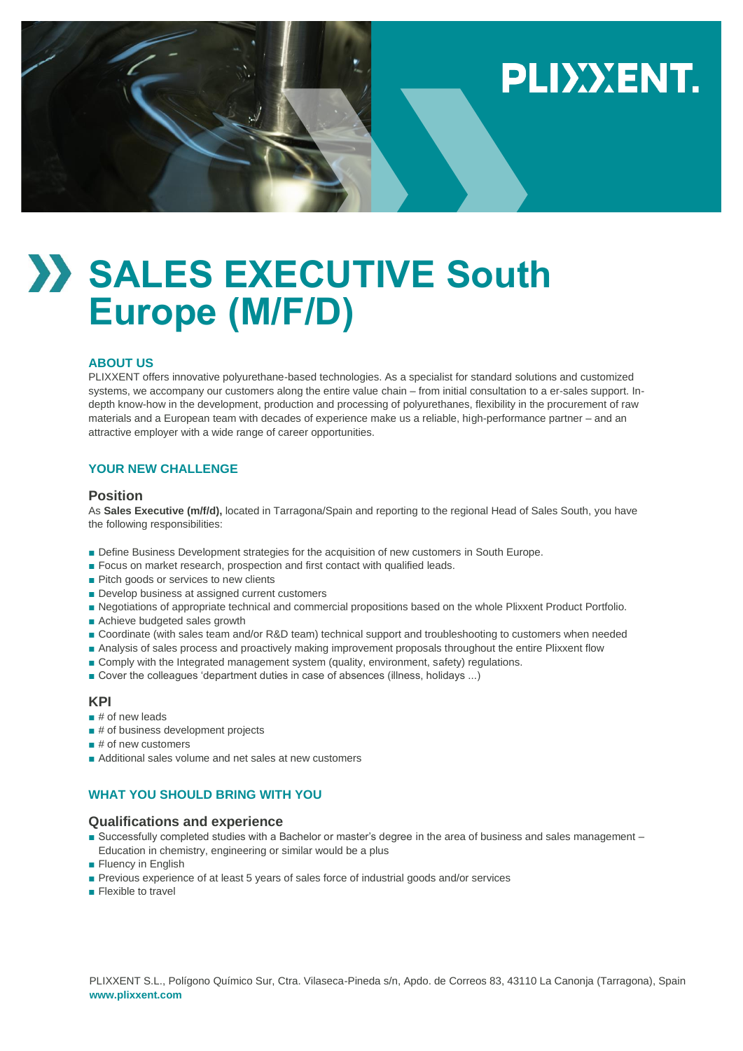# SALES EXECUTIVE South Europe (M/F/D)

## ABOUT US

PLIXXENT offers innovative polyurethane-based technologies. As a specialist for standard solutions and customized systems, we accompany our customers along the entire value chain – from initial consultation to a er-sales support. In-depth know-how in the development, production and processing of polyurethanes, flexibility in the procurement of raw materials and a European team with decades of experience make us a reliable, high-performance partner – and an attractive employer with a wide range of career opportunities.

## YOUR NEW CHALLENGE

### Position

As **Sales Executive (m/f/d),** located in Tarragona/Spain and reporting to the regional Head of Sales South, you have the following responsibilities:

- Define Business Development strategies for the acquisition of new customers in South Europe.
- Focus on market research, prospection and first contact with qualified leads.
- Pitch goods or services to new clients
- Develop business at assigned current customers
- Negotiations of appropriate technical and commercial propositions based on the whole Plixxent Product Portfolio.
- Achieve budgeted sales growth
- Coordinate (with sales team and/or R&D team) technical support and troubleshooting to customers when needed
- Analysis of sales process and proactively making improvement proposals throughout the entire Plixxent flow
- Comply with the Integrated management system (quality, environment, safety) regulations.
- Cover the colleagues 'department duties in case of absences (illness, holidays ...)

### KPI

- # of new leads
- # of business development projects
- # of new customers
- Additional sales volume and net sales at new customers

## WHAT YOU SHOULD BRING WITH YOU

### Qualifications and experience

- Successfully completed studies with a Bachelor or master's degree in the area of business and sales management – Education in chemistry, engineering or similar would be a plus
- Fluency in English
- Previous experience of at least 5 years of sales force of industrial goods and/or services
- Flexible to travel

PLIXXENT S.L., Polígono Químico Sur, Ctra. Vilaseca-Pineda s/n, Apdo. de Correos 83, 43110 La Canonja (Tarragona), Spain
**www.plixxent.com**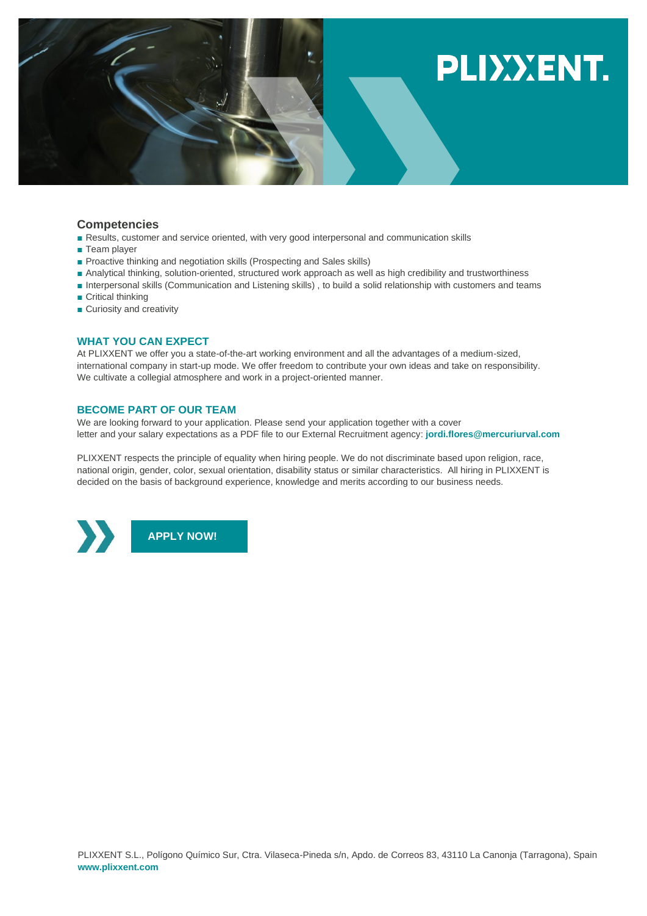## Competencies

- Results, customer and service oriented, with very good interpersonal and communication skills
- Team player
- Proactive thinking and negotiation skills (Prospecting and Sales skills)
- Analytical thinking, solution-oriented, structured work approach as well as high credibility and trustworthiness
- Interpersonal skills (Communication and Listening skills) , to build a solid relationship with customers and teams
- Critical thinking
- Curiosity and creativity

## WHAT YOU CAN EXPECT

At PLIXXENT we offer you a state-of-the-art working environment and all the advantages of a medium-sized, international company in start-up mode. We offer freedom to contribute your own ideas and take on responsibility. We cultivate a collegial atmosphere and work in a project-oriented manner.

## BECOME PART OF OUR TEAM

We are looking forward to your application. Please send your application together with a cover letter and your salary expectations as a PDF file to our External Recruitment agency: **jordi.flores@mercuriurval.com**

PLIXXENT respects the principle of equality when hiring people. We do not discriminate based upon religion, race, national origin, gender, color, sexual orientation, disability status or similar characteristics. All hiring in PLIXXENT is decided on the basis of background experience, knowledge and merits according to our business needs.

**APPLY NOW!**

PLIXXENT S.L., Polígono Químico Sur, Ctra. Vilaseca-Pineda s/n, Apdo. de Correos 83, 43110 La Canonja (Tarragona), Spain
**www.plixxent.com**